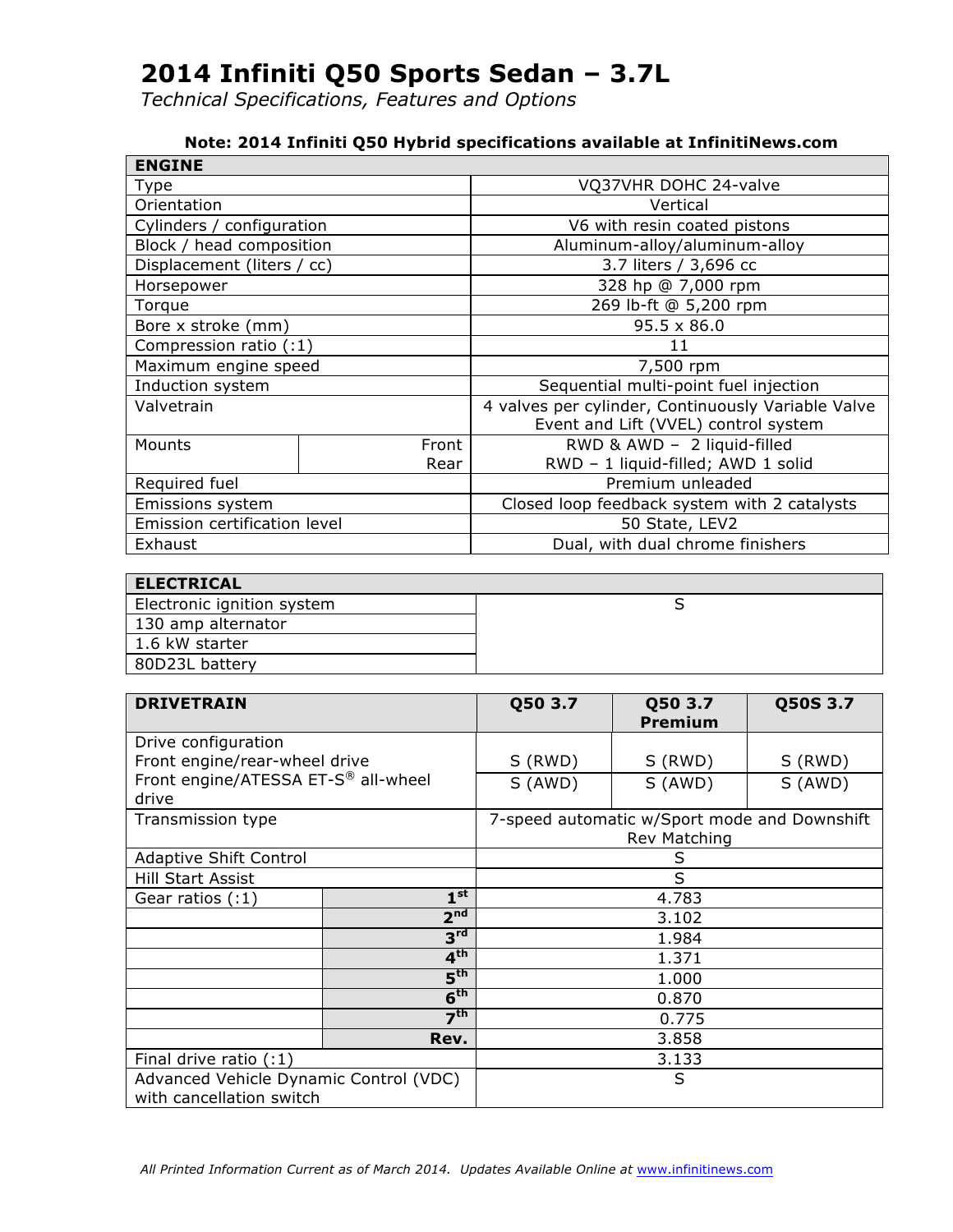# 2014 Infiniti Q50 Sports Sedan – 3.7L

*Technical Specifications, Features and Options*

**Note: 2014 Infiniti Q50 Hybrid specifications available at InfinitiNews.com**

| ENGINE | | |
|---|---|---|
| Type | | VQ37VHR DOHC 24-valve |
| Orientation | | Vertical |
| Cylinders / configuration | | V6 with resin coated pistons |
| Block / head composition | | Aluminum-alloy/aluminum-alloy |
| Displacement (liters / cc) | | 3.7 liters / 3,696 cc |
| Horsepower | | 328 hp @ 7,000 rpm |
| Torque | | 269 lb-ft @ 5,200 rpm |
| Bore x stroke (mm) | | 95.5 x 86.0 |
| Compression ratio (:1) | | 11 |
| Maximum engine speed | | 7,500 rpm |
| Induction system | | Sequential multi-point fuel injection |
| Valvetrain | | 4 valves per cylinder, Continuously Variable Valve Event and Lift (VVEL) control system |
| Mounts | Front | RWD & AWD – 2 liquid-filled |
| | Rear | RWD – 1 liquid-filled; AWD 1 solid |
| Required fuel | | Premium unleaded |
| Emissions system | | Closed loop feedback system with 2 catalysts |
| Emission certification level | | 50 State, LEV2 |
| Exhaust | | Dual, with dual chrome finishers |

| ELECTRICAL | |
|---|---|
| Electronic ignition system | S |
| 130 amp alternator | |
| 1.6 kW starter | |
| 80D23L battery | |

| DRIVETRAIN | | Q50 3.7 | Q50 3.7 Premium | Q50S 3.7 |
|---|---|---|---|---|
| Drive configuration | | | | |
| Front engine/rear-wheel drive | | S (RWD) | S (RWD) | S (RWD) |
| Front engine/ATESSA ET-S® all-wheel drive | | S (AWD) | S (AWD) | S (AWD) |
| Transmission type | | 7-speed automatic w/Sport mode and Downshift Rev Matching | | |
| Adaptive Shift Control | | S | | |
| Hill Start Assist | | S | | |
| Gear ratios (:1) | 1st | 4.783 | | |
| | 2nd | 3.102 | | |
| | 3rd | 1.984 | | |
| | 4th | 1.371 | | |
| | 5th | 1.000 | | |
| | 6th | 0.870 | | |
| | 7th | 0.775 | | |
| | Rev. | 3.858 | | |
| Final drive ratio (:1) | | 3.133 | | |
| Advanced Vehicle Dynamic Control (VDC) with cancellation switch | | S | | |

*All Printed Information Current as of March 2014. Updates Available Online at www.infinitinews.com*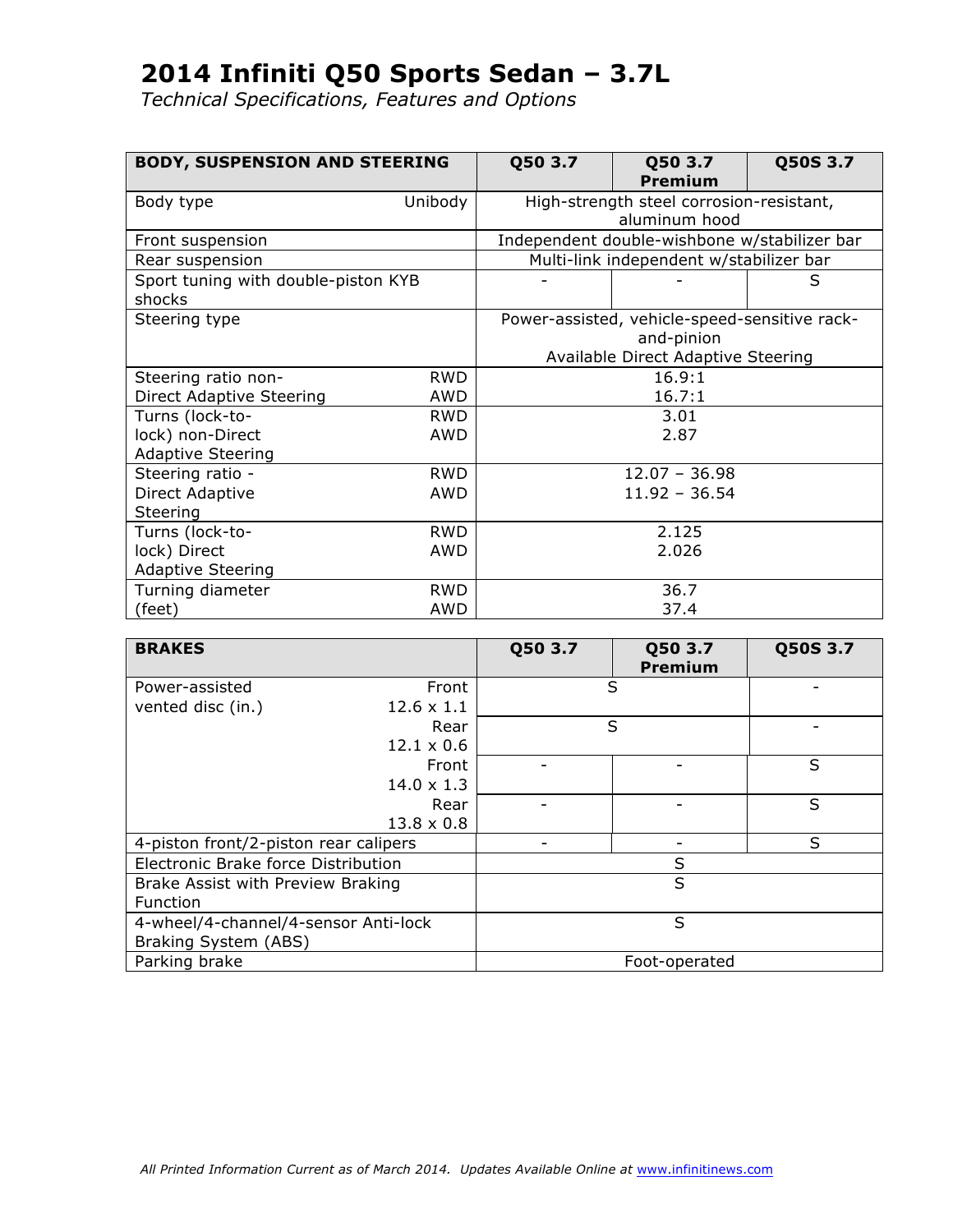# 2014 Infiniti Q50 Sports Sedan – 3.7L

*Technical Specifications, Features and Options*

| BODY, SUSPENSION AND STEERING | | Q50 3.7 | Q50 3.7 Premium | Q50S 3.7 |
|---|---|---|---|---|
| Body type | Unibody | High-strength steel corrosion-resistant, aluminum hood | | |
| Front suspension | | Independent double-wishbone w/stabilizer bar | | |
| Rear suspension | | Multi-link independent w/stabilizer bar | | |
| Sport tuning with double-piston KYB shocks | | - | - | S |
| Steering type | | Power-assisted, vehicle-speed-sensitive rack-and-pinion<br>Available Direct Adaptive Steering | | |
| Steering ratio non-Direct Adaptive Steering | RWD<br>AWD | 16.9:1<br>16.7:1 | | |
| Turns (lock-to-lock) non-Direct Adaptive Steering | RWD<br>AWD | 3.01<br>2.87 | | |
| Steering ratio - Direct Adaptive Steering | RWD<br>AWD | 12.07 – 36.98<br>11.92 – 36.54 | | |
| Turns (lock-to-lock) Direct Adaptive Steering | RWD<br>AWD | 2.125<br>2.026 | | |
| Turning diameter (feet) | RWD<br>AWD | 36.7<br>37.4 | | |

| BRAKES | | Q50 3.7 | Q50 3.7 Premium | Q50S 3.7 |
|---|---|---|---|---|
| Power-assisted vented disc (in.) | Front 12.6 x 1.1 | S | | - |
| | Rear 12.1 x 0.6 | S | | - |
| | Front 14.0 x 1.3 | - | - | S |
| | Rear 13.8 x 0.8 | - | - | S |
| 4-piston front/2-piston rear calipers | | - | - | S |
| Electronic Brake force Distribution | | S | | |
| Brake Assist with Preview Braking Function | | S | | |
| 4-wheel/4-channel/4-sensor Anti-lock Braking System (ABS) | | S | | |
| Parking brake | | Foot-operated | | |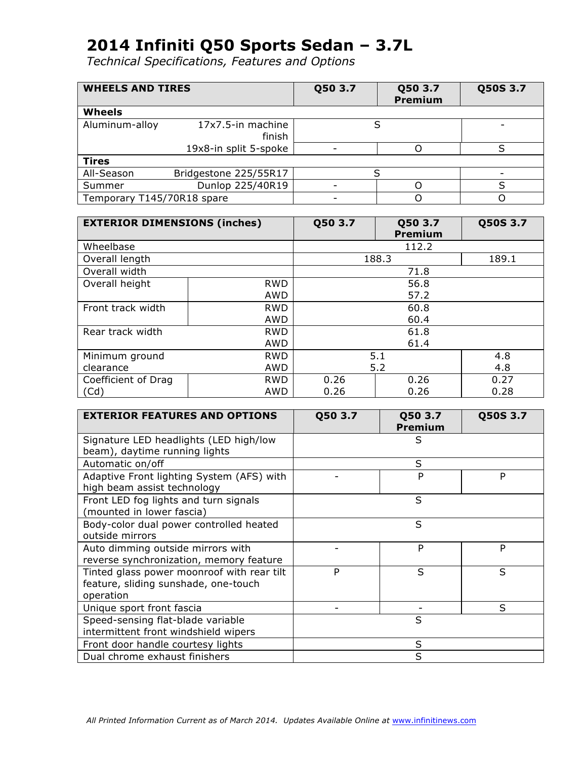# 2014 Infiniti Q50 Sports Sedan – 3.7L

*Technical Specifications, Features and Options*

| WHEELS AND TIRES | | Q50 3.7 | Q50 3.7 Premium | Q50S 3.7 |
|---|---|---|---|---|
| **Wheels** | | | | |
| Aluminum-alloy | 17x7.5-in machine finish | S | S | - |
| | 19x8-in split 5-spoke | - | O | S |
| **Tires** | | | | |
| All-Season | Bridgestone 225/55R17 | S | S | - |
| Summer | Dunlop 225/40R19 | - | O | S |
| Temporary T145/70R18 spare | | - | O | O |

| EXTERIOR DIMENSIONS (inches) | | Q50 3.7 | Q50 3.7 Premium | Q50S 3.7 |
|---|---|---|---|---|
| Wheelbase | | 112.2 | 112.2 | 112.2 |
| Overall length | | 188.3 | 188.3 | 189.1 |
| Overall width | | 71.8 | 71.8 | 71.8 |
| Overall height | RWD | 56.8 | 56.8 | 56.8 |
| | AWD | 57.2 | 57.2 | 57.2 |
| Front track width | RWD | 60.8 | 60.8 | 60.8 |
| | AWD | 60.4 | 60.4 | 60.4 |
| Rear track width | RWD | 61.8 | 61.8 | 61.8 |
| | AWD | 61.4 | 61.4 | 61.4 |
| Minimum ground clearance | RWD | 5.1 | 5.1 | 4.8 |
| | AWD | 5.2 | 5.2 | 4.8 |
| Coefficient of Drag (Cd) | RWD | 0.26 | 0.26 | 0.27 |
| | AWD | 0.26 | 0.26 | 0.28 |

| EXTERIOR FEATURES AND OPTIONS | Q50 3.7 | Q50 3.7 Premium | Q50S 3.7 |
|---|---|---|---|
| Signature LED headlights (LED high/low beam), daytime running lights | S | S | S |
| Automatic on/off | S | S | S |
| Adaptive Front lighting System (AFS) with high beam assist technology | - | P | P |
| Front LED fog lights and turn signals (mounted in lower fascia) | S | S | S |
| Body-color dual power controlled heated outside mirrors | S | S | S |
| Auto dimming outside mirrors with reverse synchronization, memory feature | - | P | P |
| Tinted glass power moonroof with rear tilt feature, sliding sunshade, one-touch operation | P | S | S |
| Unique sport front fascia | - | - | S |
| Speed-sensing flat-blade variable intermittent front windshield wipers | S | S | S |
| Front door handle courtesy lights | S | S | S |
| Dual chrome exhaust finishers | S | S | S |

*All Printed Information Current as of March 2014. Updates Available Online at www.infinitinews.com*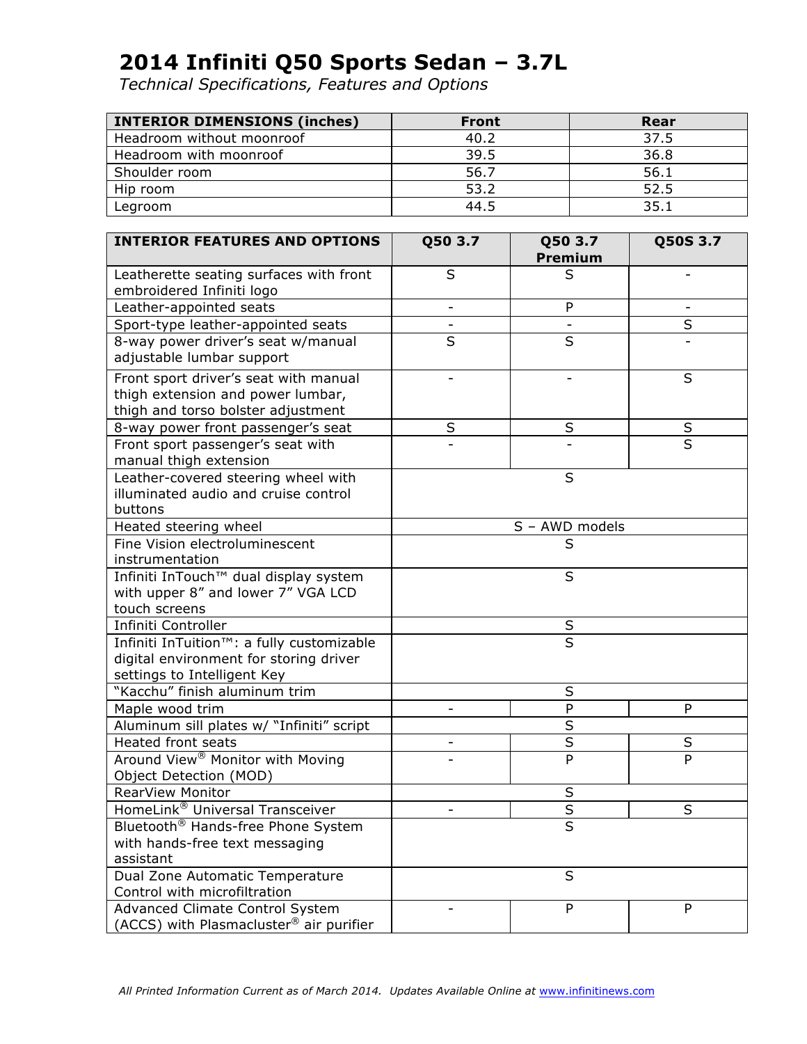# 2014 Infiniti Q50 Sports Sedan – 3.7L

*Technical Specifications, Features and Options*

| INTERIOR DIMENSIONS (inches) | Front | Rear |
|---|---|---|
| Headroom without moonroof | 40.2 | 37.5 |
| Headroom with moonroof | 39.5 | 36.8 |
| Shoulder room | 56.7 | 56.1 |
| Hip room | 53.2 | 52.5 |
| Legroom | 44.5 | 35.1 |

| INTERIOR FEATURES AND OPTIONS | Q50 3.7 | Q50 3.7 Premium | Q50S 3.7 |
|---|---|---|---|
| Leatherette seating surfaces with front embroidered Infiniti logo | S | S | - |
| Leather-appointed seats | - | P | - |
| Sport-type leather-appointed seats | - | - | S |
| 8-way power driver's seat w/manual adjustable lumbar support | S | S | - |
| Front sport driver's seat with manual thigh extension and power lumbar, thigh and torso bolster adjustment | - | - | S |
| 8-way power front passenger's seat | S | S | S |
| Front sport passenger's seat with manual thigh extension | - | - | S |
| Leather-covered steering wheel with illuminated audio and cruise control buttons | | S | |
| Heated steering wheel | | S – AWD models | |
| Fine Vision electroluminescent instrumentation | | S | |
| Infiniti InTouch™ dual display system with upper 8" and lower 7" VGA LCD touch screens | | S | |
| Infiniti Controller | | S | |
| Infiniti InTuition™: a fully customizable digital environment for storing driver settings to Intelligent Key | | S | |
| "Kacchu" finish aluminum trim | | S | |
| Maple wood trim | - | P | P |
| Aluminum sill plates w/ "Infiniti" script | | S | |
| Heated front seats | - | S | S |
| Around View® Monitor with Moving Object Detection (MOD) | - | P | P |
| RearView Monitor | | S | |
| HomeLink® Universal Transceiver | - | S | S |
| Bluetooth® Hands-free Phone System with hands-free text messaging assistant | | S | |
| Dual Zone Automatic Temperature Control with microfiltration | | S | |
| Advanced Climate Control System (ACCS) with Plasmacluster® air purifier | - | P | P |

*All Printed Information Current as of March 2014. Updates Available Online at www.infinitinews.com*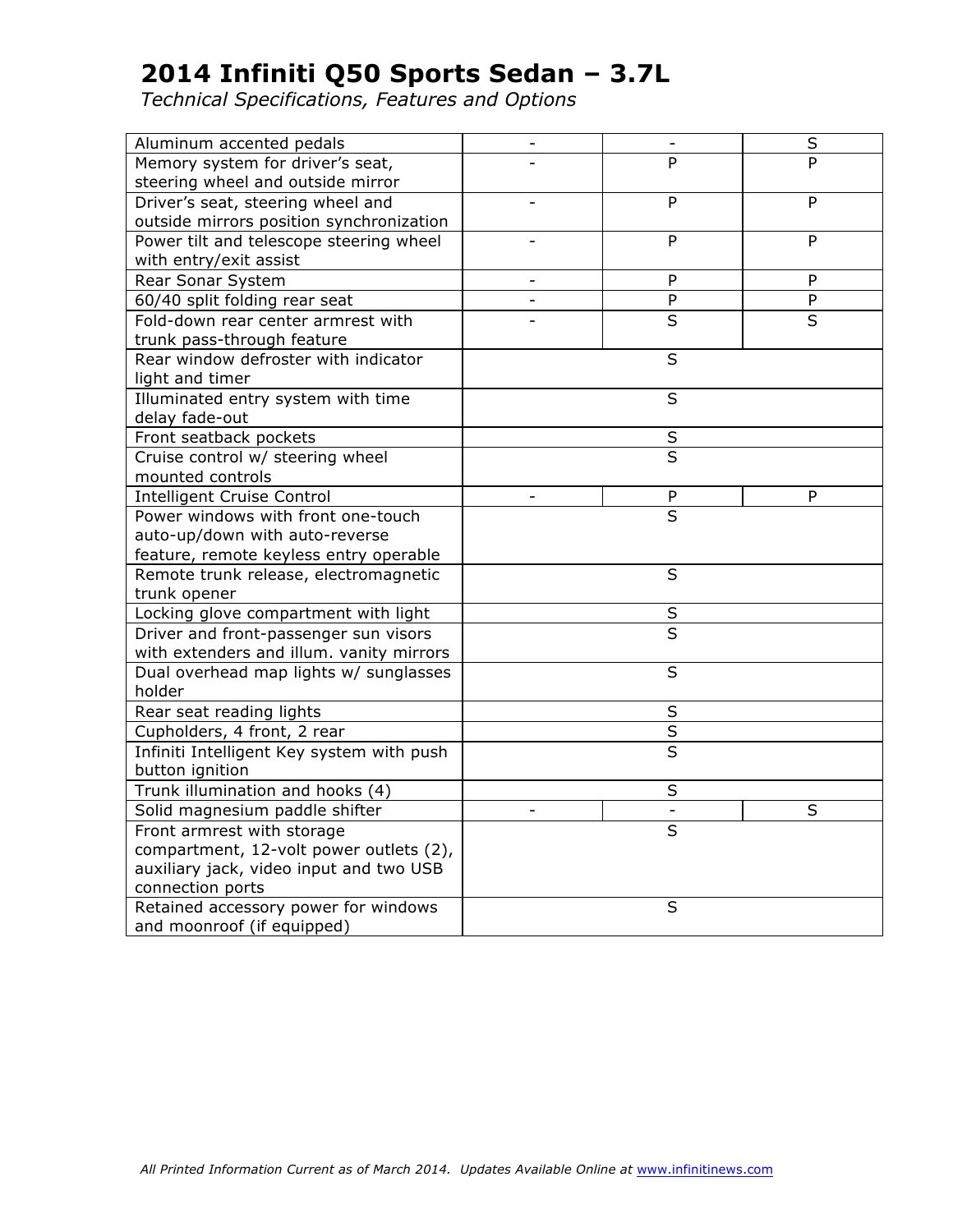# 2014 Infiniti Q50 Sports Sedan – 3.7L

*Technical Specifications, Features and Options*

| | | | |
|---|---|---|---|
| Aluminum accented pedals | - | - | S |
| Memory system for driver's seat, steering wheel and outside mirror | - | P | P |
| Driver's seat, steering wheel and outside mirrors position synchronization | - | P | P |
| Power tilt and telescope steering wheel with entry/exit assist | - | P | P |
| Rear Sonar System | - | P | P |
| 60/40 split folding rear seat | - | P | P |
| Fold-down rear center armrest with trunk pass-through feature | - | S | S |
| Rear window defroster with indicator light and timer | | S | |
| Illuminated entry system with time delay fade-out | | S | |
| Front seatback pockets | | S | |
| Cruise control w/ steering wheel mounted controls | | S | |
| Intelligent Cruise Control | - | P | P |
| Power windows with front one-touch auto-up/down with auto-reverse feature, remote keyless entry operable | | S | |
| Remote trunk release, electromagnetic trunk opener | | S | |
| Locking glove compartment with light | | S | |
| Driver and front-passenger sun visors with extenders and illum. vanity mirrors | | S | |
| Dual overhead map lights w/ sunglasses holder | | S | |
| Rear seat reading lights | | S | |
| Cupholders, 4 front, 2 rear | | S | |
| Infiniti Intelligent Key system with push button ignition | | S | |
| Trunk illumination and hooks (4) | | S | |
| Solid magnesium paddle shifter | - | - | S |
| Front armrest with storage compartment, 12-volt power outlets (2), auxiliary jack, video input and two USB connection ports | | S | |
| Retained accessory power for windows and moonroof (if equipped) | | S | |

*All Printed Information Current as of March 2014. Updates Available Online at www.infinitinews.com*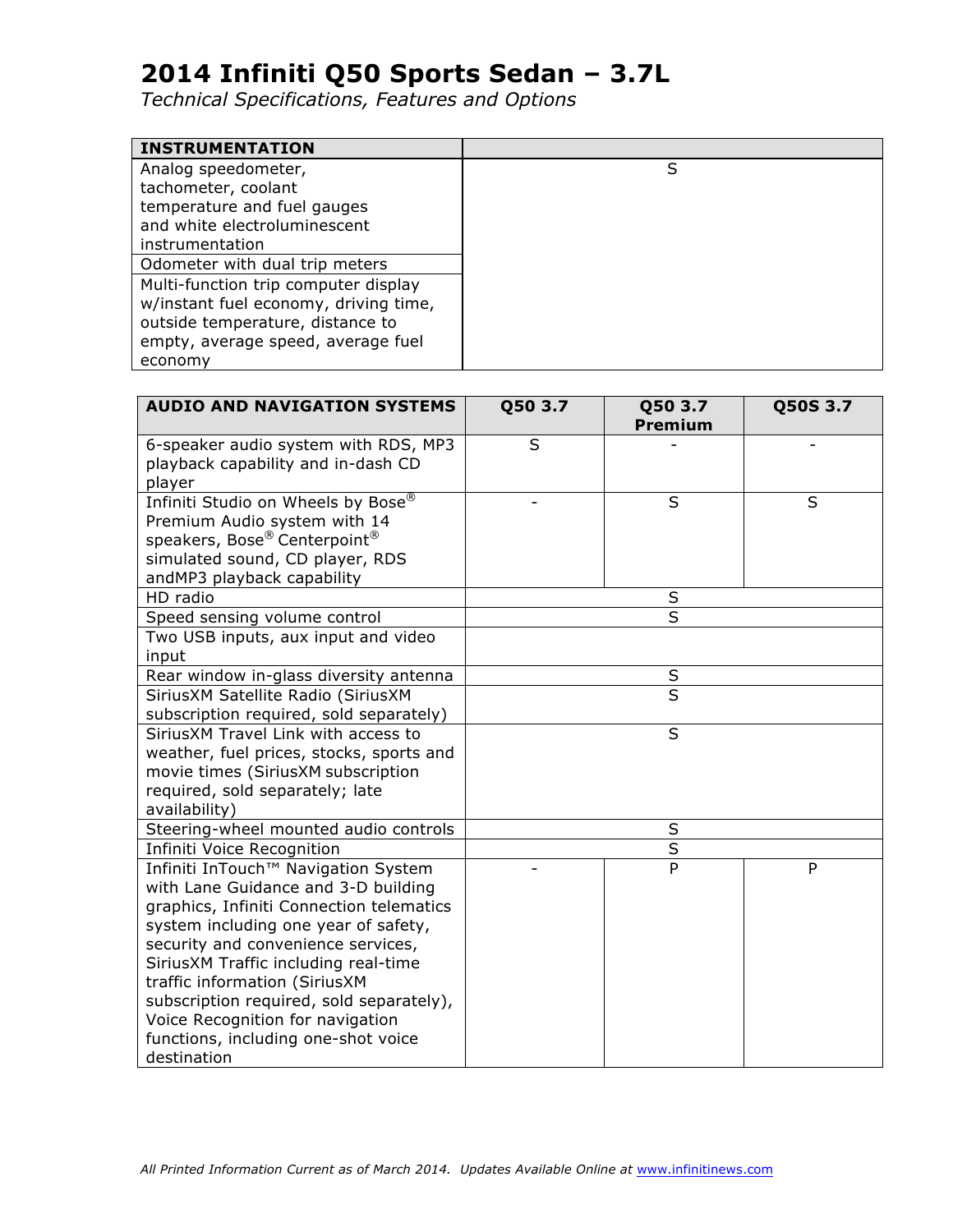// 2014 Infiniti Q50 Sports Sedan – 3.7L

# 2014 Infiniti Q50 Sports Sedan – 3.7L

*Technical Specifications, Features and Options*

| INSTRUMENTATION | |
|---|---|
| Analog speedometer, tachometer, coolant temperature and fuel gauges and white electroluminescent instrumentation | S |
| Odometer with dual trip meters | |
| Multi-function trip computer display w/instant fuel economy, driving time, outside temperature, distance to empty, average speed, average fuel economy | |

| AUDIO AND NAVIGATION SYSTEMS | Q50 3.7 | Q50 3.7 Premium | Q50S 3.7 |
|---|---|---|---|
| 6-speaker audio system with RDS, MP3 playback capability and in-dash CD player | S | - | - |
| Infiniti Studio on Wheels by Bose® Premium Audio system with 14 speakers, Bose® Centerpoint® simulated sound, CD player, RDS andMP3 playback capability | - | S | S |
| HD radio | | S | |
| Speed sensing volume control | | S | |
| Two USB inputs, aux input and video input | | | |
| Rear window in-glass diversity antenna | | S | |
| SiriusXM Satellite Radio (SiriusXM subscription required, sold separately) | | S | |
| SiriusXM Travel Link with access to weather, fuel prices, stocks, sports and movie times (SiriusXM subscription required, sold separately; late availability) | | S | |
| Steering-wheel mounted audio controls | | S | |
| Infiniti Voice Recognition | | S | |
| Infiniti InTouch™ Navigation System with Lane Guidance and 3-D building graphics, Infiniti Connection telematics system including one year of safety, security and convenience services, SiriusXM Traffic including real-time traffic information (SiriusXM subscription required, sold separately), Voice Recognition for navigation functions, including one-shot voice destination | - | P | P |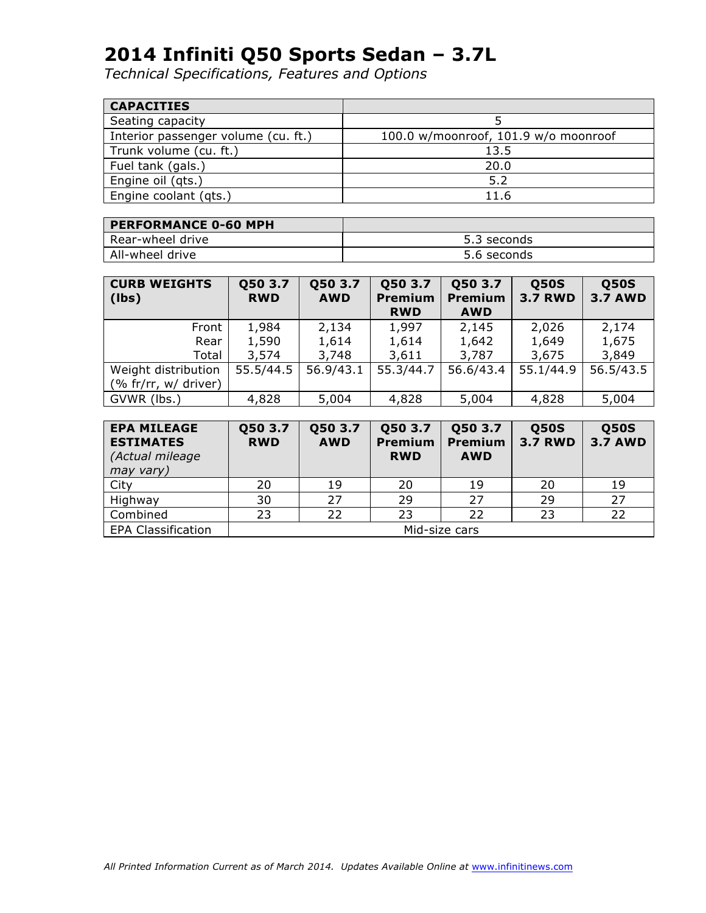# 2014 Infiniti Q50 Sports Sedan – 3.7L

*Technical Specifications, Features and Options*

| CAPACITIES | |
|---|---|
| Seating capacity | 5 |
| Interior passenger volume (cu. ft.) | 100.0 w/moonroof, 101.9 w/o moonroof |
| Trunk volume (cu. ft.) | 13.5 |
| Fuel tank (gals.) | 20.0 |
| Engine oil (qts.) | 5.2 |
| Engine coolant (qts.) | 11.6 |

| PERFORMANCE 0-60 MPH | |
|---|---|
| Rear-wheel drive | 5.3 seconds |
| All-wheel drive | 5.6 seconds |

| CURB WEIGHTS (lbs) | Q50 3.7 RWD | Q50 3.7 AWD | Q50 3.7 Premium RWD | Q50 3.7 Premium AWD | Q50S 3.7 RWD | Q50S 3.7 AWD |
|---|---|---|---|---|---|---|
| Front | 1,984 | 2,134 | 1,997 | 2,145 | 2,026 | 2,174 |
| Rear | 1,590 | 1,614 | 1,614 | 1,642 | 1,649 | 1,675 |
| Total | 3,574 | 3,748 | 3,611 | 3,787 | 3,675 | 3,849 |
| Weight distribution (% fr/rr, w/ driver) | 55.5/44.5 | 56.9/43.1 | 55.3/44.7 | 56.6/43.4 | 55.1/44.9 | 56.5/43.5 |
| GVWR (lbs.) | 4,828 | 5,004 | 4,828 | 5,004 | 4,828 | 5,004 |

| EPA MILEAGE ESTIMATES *(Actual mileage may vary)* | Q50 3.7 RWD | Q50 3.7 AWD | Q50 3.7 Premium RWD | Q50 3.7 Premium AWD | Q50S 3.7 RWD | Q50S 3.7 AWD |
|---|---|---|---|---|---|---|
| City | 20 | 19 | 20 | 19 | 20 | 19 |
| Highway | 30 | 27 | 29 | 27 | 29 | 27 |
| Combined | 23 | 22 | 23 | 22 | 23 | 22 |
| EPA Classification | Mid-size cars | | | | | |

*All Printed Information Current as of March 2014. Updates Available Online at www.infinitinews.com*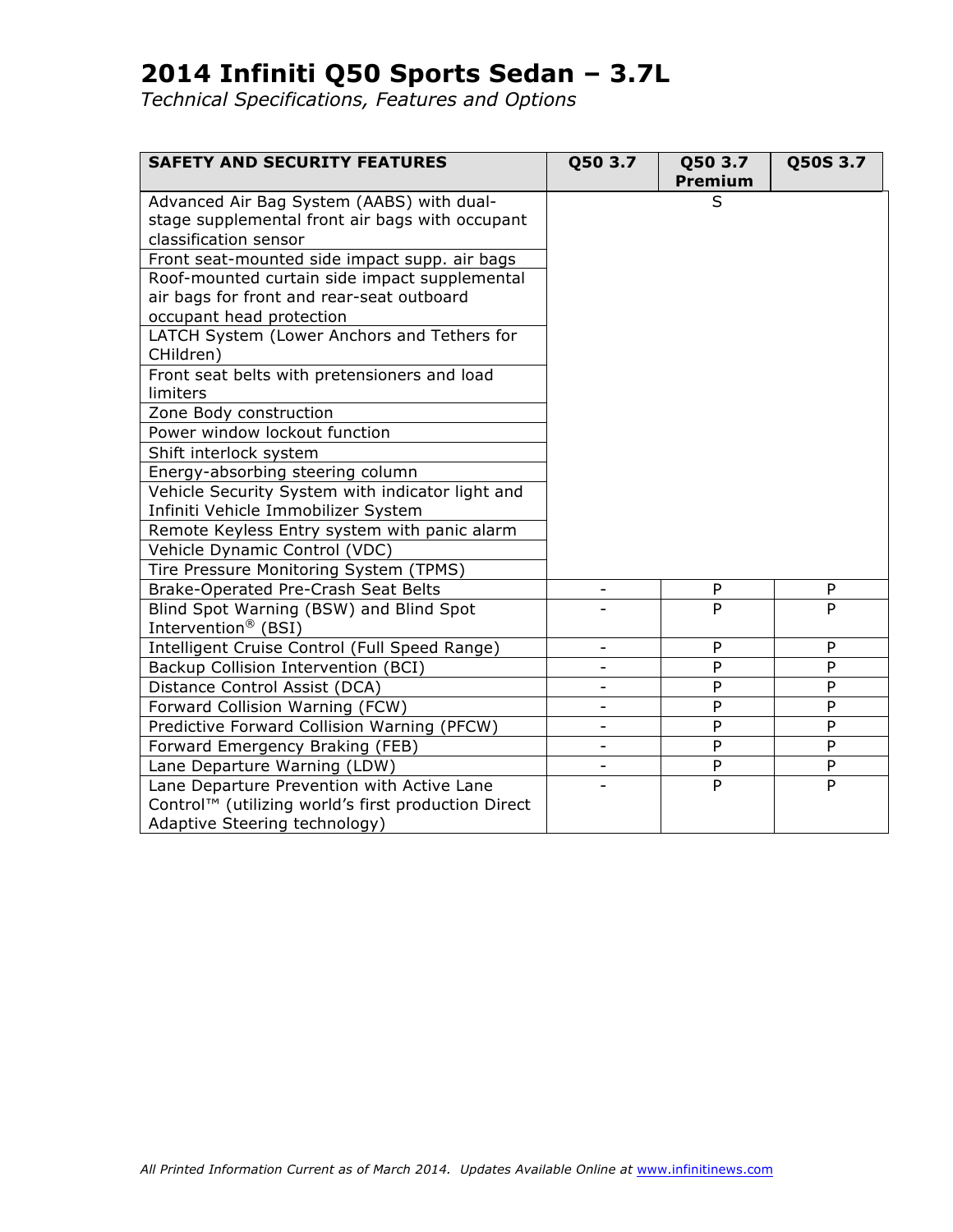# 2014 Infiniti Q50 Sports Sedan – 3.7L

*Technical Specifications, Features and Options*

| SAFETY AND SECURITY FEATURES | Q50 3.7 | Q50 3.7 Premium | Q50S 3.7 |
|---|---|---|---|
| Advanced Air Bag System (AABS) with dual-stage supplemental front air bags with occupant classification sensor | | S | |
| Front seat-mounted side impact supp. air bags | | | |
| Roof-mounted curtain side impact supplemental air bags for front and rear-seat outboard occupant head protection | | | |
| LATCH System (Lower Anchors and Tethers for CHildren) | | | |
| Front seat belts with pretensioners and load limiters | | | |
| Zone Body construction | | | |
| Power window lockout function | | | |
| Shift interlock system | | | |
| Energy-absorbing steering column | | | |
| Vehicle Security System with indicator light and Infiniti Vehicle Immobilizer System | | | |
| Remote Keyless Entry system with panic alarm | | | |
| Vehicle Dynamic Control (VDC) | | | |
| Tire Pressure Monitoring System (TPMS) | | | |
| Brake-Operated Pre-Crash Seat Belts | - | P | P |
| Blind Spot Warning (BSW) and Blind Spot Intervention® (BSI) | - | P | P |
| Intelligent Cruise Control (Full Speed Range) | - | P | P |
| Backup Collision Intervention (BCI) | - | P | P |
| Distance Control Assist (DCA) | - | P | P |
| Forward Collision Warning (FCW) | - | P | P |
| Predictive Forward Collision Warning (PFCW) | - | P | P |
| Forward Emergency Braking (FEB) | - | P | P |
| Lane Departure Warning (LDW) | - | P | P |
| Lane Departure Prevention with Active Lane Control™ (utilizing world's first production Direct Adaptive Steering technology) | - | P | P |

*All Printed Information Current as of March 2014. Updates Available Online at www.infinitinews.com*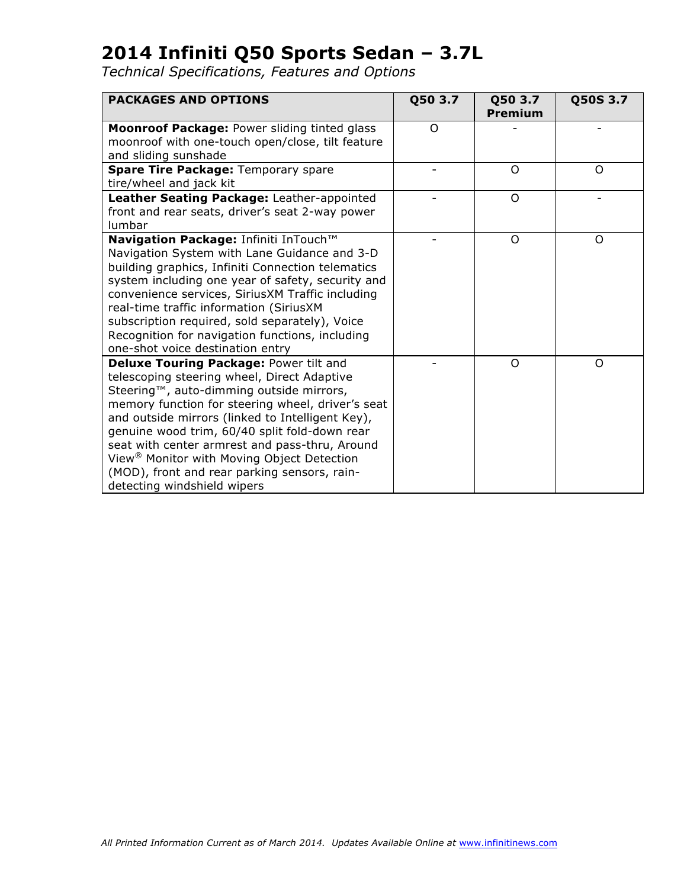# 2014 Infiniti Q50 Sports Sedan – 3.7L

*Technical Specifications, Features and Options*

| PACKAGES AND OPTIONS | Q50 3.7 | Q50 3.7 Premium | Q50S 3.7 |
|---|---|---|---|
| **Moonroof Package:** Power sliding tinted glass moonroof with one-touch open/close, tilt feature and sliding sunshade | O | - | - |
| **Spare Tire Package:** Temporary spare tire/wheel and jack kit | - | O | O |
| **Leather Seating Package:** Leather-appointed front and rear seats, driver's seat 2-way power lumbar | - | O | - |
| **Navigation Package:** Infiniti InTouch™ Navigation System with Lane Guidance and 3-D building graphics, Infiniti Connection telematics system including one year of safety, security and convenience services, SiriusXM Traffic including real-time traffic information (SiriusXM subscription required, sold separately), Voice Recognition for navigation functions, including one-shot voice destination entry | - | O | O |
| **Deluxe Touring Package:** Power tilt and telescoping steering wheel, Direct Adaptive Steering™, auto-dimming outside mirrors, memory function for steering wheel, driver's seat and outside mirrors (linked to Intelligent Key), genuine wood trim, 60/40 split fold-down rear seat with center armrest and pass-thru, Around View® Monitor with Moving Object Detection (MOD), front and rear parking sensors, rain-detecting windshield wipers | - | O | O |

*All Printed Information Current as of March 2014. Updates Available Online at www.infinitinews.com*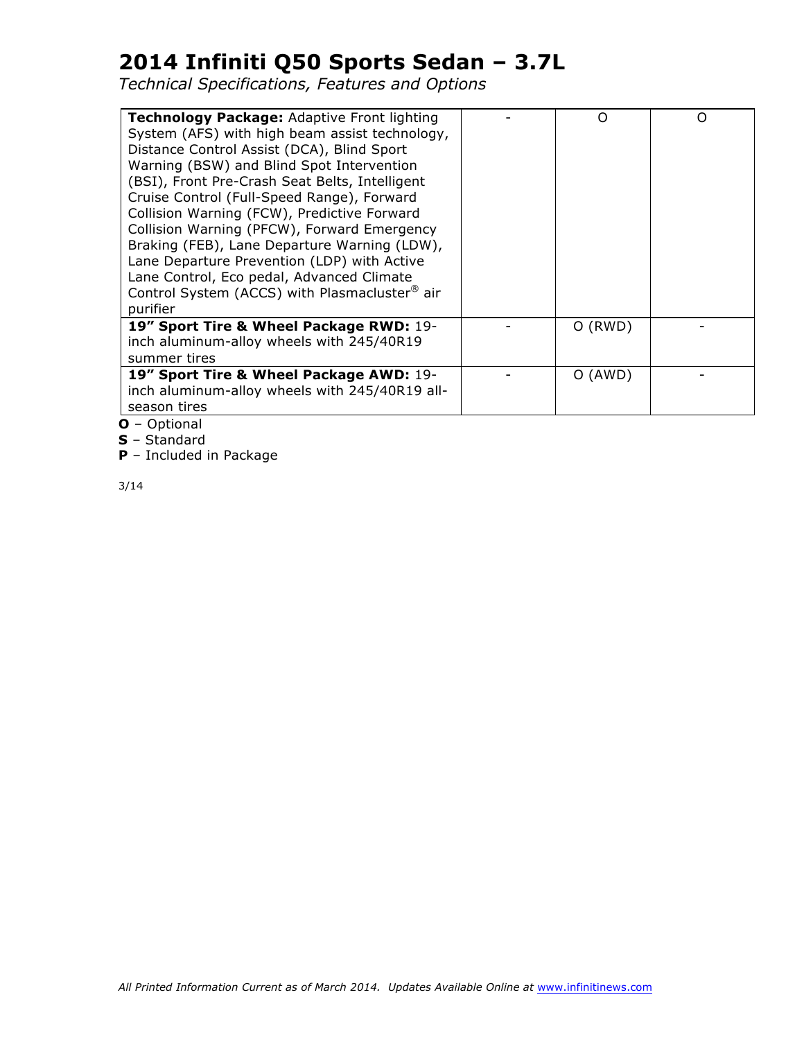# 2014 Infiniti Q50 Sports Sedan – 3.7L

*Technical Specifications, Features and Options*

| | | | |
|---|---|---|---|
| **Technology Package:** Adaptive Front lighting System (AFS) with high beam assist technology, Distance Control Assist (DCA), Blind Sport Warning (BSW) and Blind Spot Intervention (BSI), Front Pre-Crash Seat Belts, Intelligent Cruise Control (Full-Speed Range), Forward Collision Warning (FCW), Predictive Forward Collision Warning (PFCW), Forward Emergency Braking (FEB), Lane Departure Warning (LDW), Lane Departure Prevention (LDP) with Active Lane Control, Eco pedal, Advanced Climate Control System (ACCS) with Plasmacluster® air purifier | - | O | O |
| **19" Sport Tire & Wheel Package RWD:** 19-inch aluminum-alloy wheels with 245/40R19 summer tires | - | O (RWD) | - |
| **19" Sport Tire & Wheel Package AWD:** 19-inch aluminum-alloy wheels with 245/40R19 all-season tires | - | O (AWD) | - |

**O** – Optional
**S** – Standard
**P** – Included in Package

3/14

*All Printed Information Current as of March 2014. Updates Available Online at* www.infinitinews.com